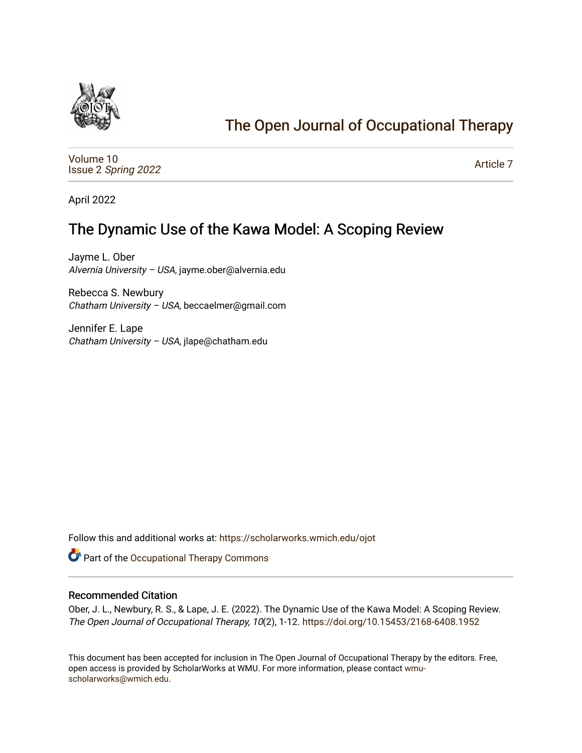# The Open Journal of Occupational Therapy

Volume 10
Issue 2 *Spring 2022*

Article 7

April 2022

## The Dynamic Use of the Kawa Model: A Scoping Review

Jayme L. Ober
*Alvernia University – USA*, jayme.ober@alvernia.edu

Rebecca S. Newbury
*Chatham University – USA*, beccaelmer@gmail.com

Jennifer E. Lape
*Chatham University – USA*, jlape@chatham.edu

Follow this and additional works at: https://scholarworks.wmich.edu/ojot

Part of the Occupational Therapy Commons

### Recommended Citation

Ober, J. L., Newbury, R. S., & Lape, J. E. (2022). The Dynamic Use of the Kawa Model: A Scoping Review. *The Open Journal of Occupational Therapy, 10*(2), 1-12. https://doi.org/10.15453/2168-6408.1952

This document has been accepted for inclusion in The Open Journal of Occupational Therapy by the editors. Free, open access is provided by ScholarWorks at WMU. For more information, please contact wmu-scholarworks@wmich.edu.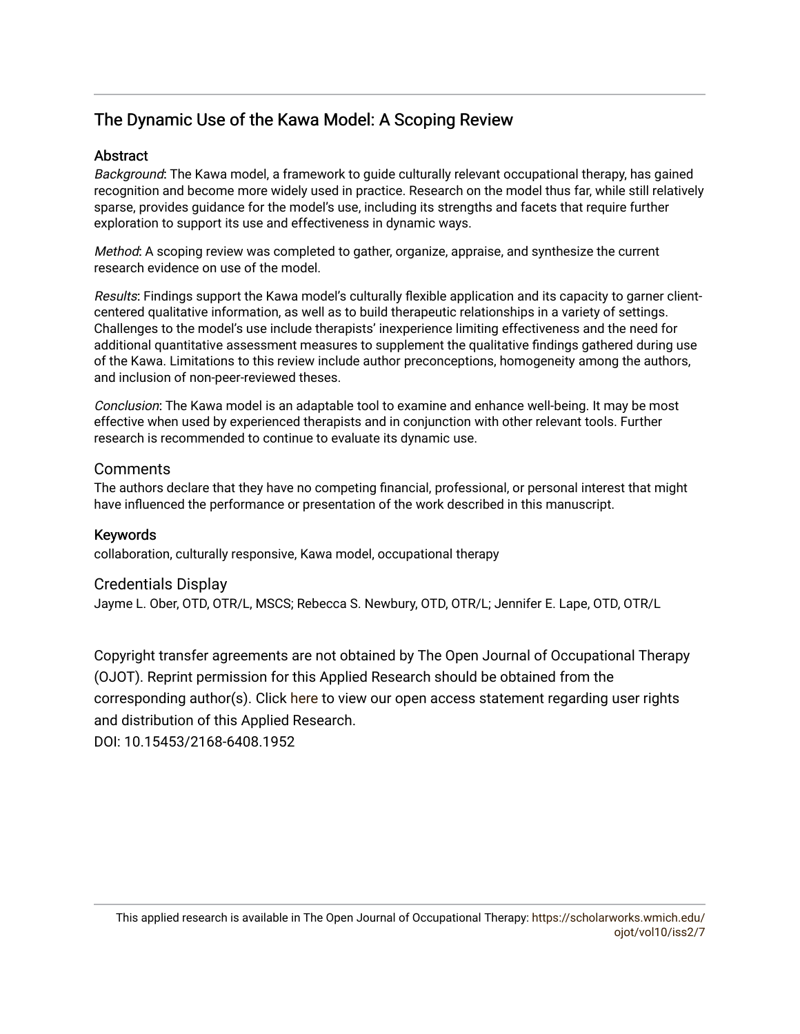# The Dynamic Use of the Kawa Model: A Scoping Review

## Abstract

*Background*: The Kawa model, a framework to guide culturally relevant occupational therapy, has gained recognition and become more widely used in practice. Research on the model thus far, while still relatively sparse, provides guidance for the model's use, including its strengths and facets that require further exploration to support its use and effectiveness in dynamic ways.

*Method*: A scoping review was completed to gather, organize, appraise, and synthesize the current research evidence on use of the model.

*Results*: Findings support the Kawa model's culturally flexible application and its capacity to garner client-centered qualitative information, as well as to build therapeutic relationships in a variety of settings. Challenges to the model's use include therapists' inexperience limiting effectiveness and the need for additional quantitative assessment measures to supplement the qualitative findings gathered during use of the Kawa. Limitations to this review include author preconceptions, homogeneity among the authors, and inclusion of non-peer-reviewed theses.

*Conclusion*: The Kawa model is an adaptable tool to examine and enhance well-being. It may be most effective when used by experienced therapists and in conjunction with other relevant tools. Further research is recommended to continue to evaluate its dynamic use.

## Comments

The authors declare that they have no competing financial, professional, or personal interest that might have influenced the performance or presentation of the work described in this manuscript.

## Keywords

collaboration, culturally responsive, Kawa model, occupational therapy

## Credentials Display

Jayme L. Ober, OTD, OTR/L, MSCS; Rebecca S. Newbury, OTD, OTR/L; Jennifer E. Lape, OTD, OTR/L

Copyright transfer agreements are not obtained by The Open Journal of Occupational Therapy (OJOT). Reprint permission for this Applied Research should be obtained from the corresponding author(s). Click here to view our open access statement regarding user rights and distribution of this Applied Research.

DOI: 10.15453/2168-6408.1952

This applied research is available in The Open Journal of Occupational Therapy: https://scholarworks.wmich.edu/ojot/vol10/iss2/7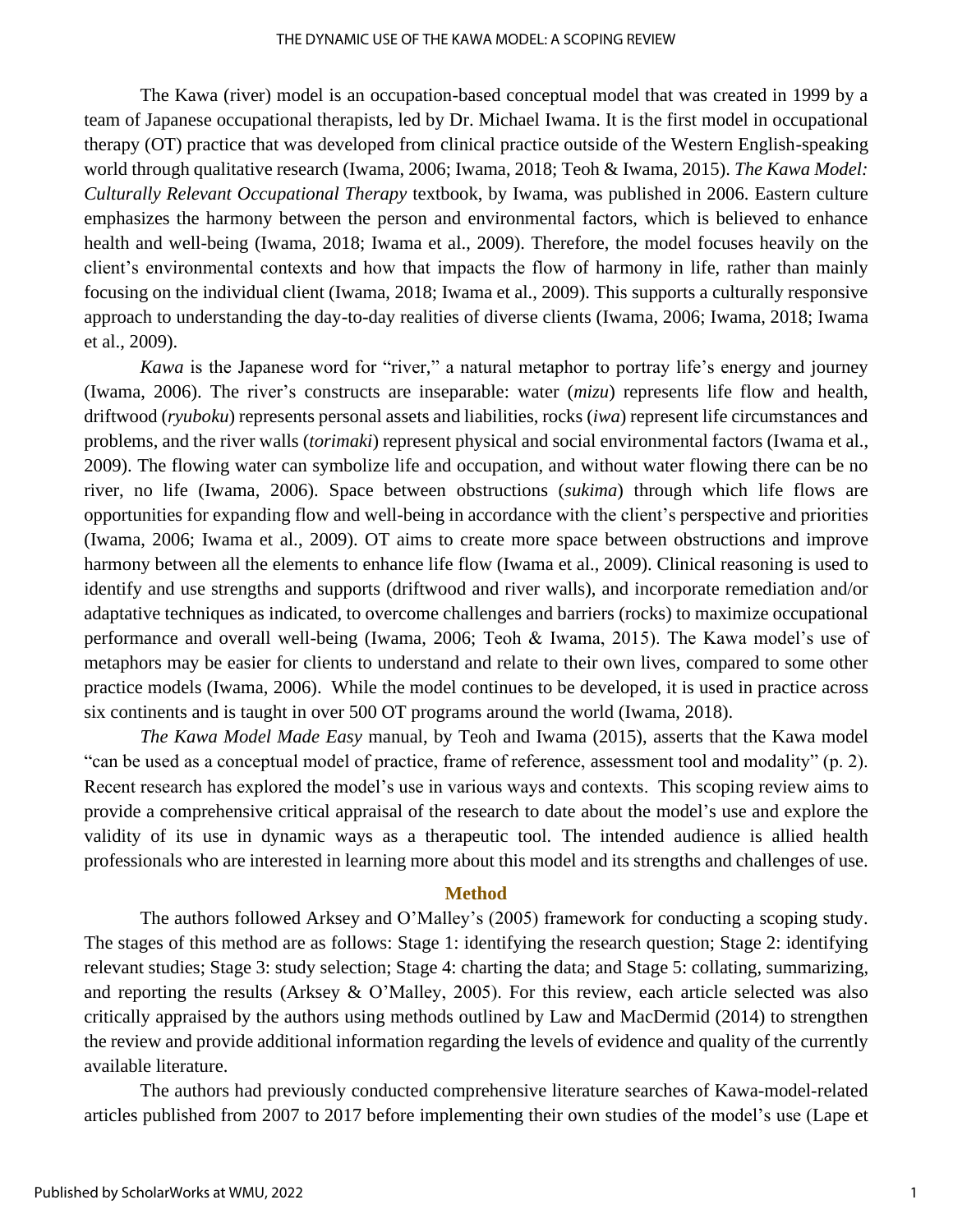The Kawa (river) model is an occupation-based conceptual model that was created in 1999 by a team of Japanese occupational therapists, led by Dr. Michael Iwama. It is the first model in occupational therapy (OT) practice that was developed from clinical practice outside of the Western English-speaking world through qualitative research (Iwama, 2006; Iwama, 2018; Teoh & Iwama, 2015). *The Kawa Model: Culturally Relevant Occupational Therapy* textbook, by Iwama, was published in 2006. Eastern culture emphasizes the harmony between the person and environmental factors, which is believed to enhance health and well-being (Iwama, 2018; Iwama et al., 2009). Therefore, the model focuses heavily on the client's environmental contexts and how that impacts the flow of harmony in life, rather than mainly focusing on the individual client (Iwama, 2018; Iwama et al., 2009). This supports a culturally responsive approach to understanding the day-to-day realities of diverse clients (Iwama, 2006; Iwama, 2018; Iwama et al., 2009).

*Kawa* is the Japanese word for "river," a natural metaphor to portray life's energy and journey (Iwama, 2006). The river's constructs are inseparable: water (*mizu*) represents life flow and health, driftwood (*ryuboku*) represents personal assets and liabilities, rocks (*iwa*) represent life circumstances and problems, and the river walls (*torimaki*) represent physical and social environmental factors (Iwama et al., 2009). The flowing water can symbolize life and occupation, and without water flowing there can be no river, no life (Iwama, 2006). Space between obstructions (*sukima*) through which life flows are opportunities for expanding flow and well-being in accordance with the client's perspective and priorities (Iwama, 2006; Iwama et al., 2009). OT aims to create more space between obstructions and improve harmony between all the elements to enhance life flow (Iwama et al., 2009). Clinical reasoning is used to identify and use strengths and supports (driftwood and river walls), and incorporate remediation and/or adaptative techniques as indicated, to overcome challenges and barriers (rocks) to maximize occupational performance and overall well-being (Iwama, 2006; Teoh & Iwama, 2015). The Kawa model's use of metaphors may be easier for clients to understand and relate to their own lives, compared to some other practice models (Iwama, 2006). While the model continues to be developed, it is used in practice across six continents and is taught in over 500 OT programs around the world (Iwama, 2018).

*The Kawa Model Made Easy* manual, by Teoh and Iwama (2015), asserts that the Kawa model "can be used as a conceptual model of practice, frame of reference, assessment tool and modality" (p. 2). Recent research has explored the model's use in various ways and contexts. This scoping review aims to provide a comprehensive critical appraisal of the research to date about the model's use and explore the validity of its use in dynamic ways as a therapeutic tool. The intended audience is allied health professionals who are interested in learning more about this model and its strengths and challenges of use.

## Method

The authors followed Arksey and O'Malley's (2005) framework for conducting a scoping study. The stages of this method are as follows: Stage 1: identifying the research question; Stage 2: identifying relevant studies; Stage 3: study selection; Stage 4: charting the data; and Stage 5: collating, summarizing, and reporting the results (Arksey & O'Malley, 2005). For this review, each article selected was also critically appraised by the authors using methods outlined by Law and MacDermid (2014) to strengthen the review and provide additional information regarding the levels of evidence and quality of the currently available literature.

The authors had previously conducted comprehensive literature searches of Kawa-model-related articles published from 2007 to 2017 before implementing their own studies of the model's use (Lape et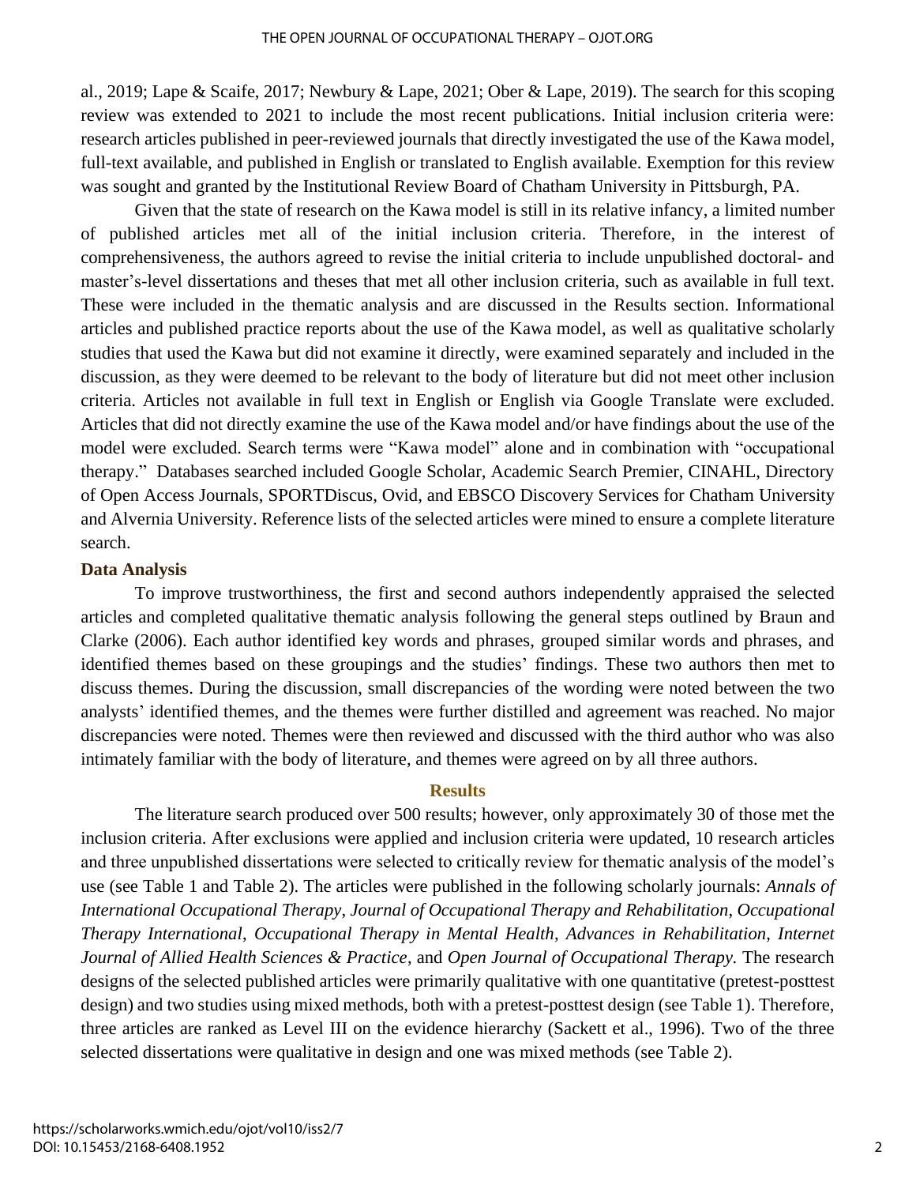al., 2019; Lape & Scaife, 2017; Newbury & Lape, 2021; Ober & Lape, 2019). The search for this scoping review was extended to 2021 to include the most recent publications. Initial inclusion criteria were: research articles published in peer-reviewed journals that directly investigated the use of the Kawa model, full-text available, and published in English or translated to English available. Exemption for this review was sought and granted by the Institutional Review Board of Chatham University in Pittsburgh, PA.

Given that the state of research on the Kawa model is still in its relative infancy, a limited number of published articles met all of the initial inclusion criteria. Therefore, in the interest of comprehensiveness, the authors agreed to revise the initial criteria to include unpublished doctoral- and master's-level dissertations and theses that met all other inclusion criteria, such as available in full text. These were included in the thematic analysis and are discussed in the Results section. Informational articles and published practice reports about the use of the Kawa model, as well as qualitative scholarly studies that used the Kawa but did not examine it directly, were examined separately and included in the discussion, as they were deemed to be relevant to the body of literature but did not meet other inclusion criteria. Articles not available in full text in English or English via Google Translate were excluded. Articles that did not directly examine the use of the Kawa model and/or have findings about the use of the model were excluded. Search terms were "Kawa model" alone and in combination with "occupational therapy." Databases searched included Google Scholar, Academic Search Premier, CINAHL, Directory of Open Access Journals, SPORTDiscus, Ovid, and EBSCO Discovery Services for Chatham University and Alvernia University. Reference lists of the selected articles were mined to ensure a complete literature search.

### Data Analysis

To improve trustworthiness, the first and second authors independently appraised the selected articles and completed qualitative thematic analysis following the general steps outlined by Braun and Clarke (2006). Each author identified key words and phrases, grouped similar words and phrases, and identified themes based on these groupings and the studies' findings. These two authors then met to discuss themes. During the discussion, small discrepancies of the wording were noted between the two analysts' identified themes, and the themes were further distilled and agreement was reached. No major discrepancies were noted. Themes were then reviewed and discussed with the third author who was also intimately familiar with the body of literature, and themes were agreed on by all three authors.

## Results

The literature search produced over 500 results; however, only approximately 30 of those met the inclusion criteria. After exclusions were applied and inclusion criteria were updated, 10 research articles and three unpublished dissertations were selected to critically review for thematic analysis of the model's use (see Table 1 and Table 2). The articles were published in the following scholarly journals: *Annals of International Occupational Therapy*, *Journal of Occupational Therapy and Rehabilitation*, *Occupational Therapy International*, *Occupational Therapy in Mental Health*, *Advances in Rehabilitation*, *Internet Journal of Allied Health Sciences & Practice*, and *Open Journal of Occupational Therapy.* The research designs of the selected published articles were primarily qualitative with one quantitative (pretest-posttest design) and two studies using mixed methods, both with a pretest-posttest design (see Table 1). Therefore, three articles are ranked as Level III on the evidence hierarchy (Sackett et al., 1996). Two of the three selected dissertations were qualitative in design and one was mixed methods (see Table 2).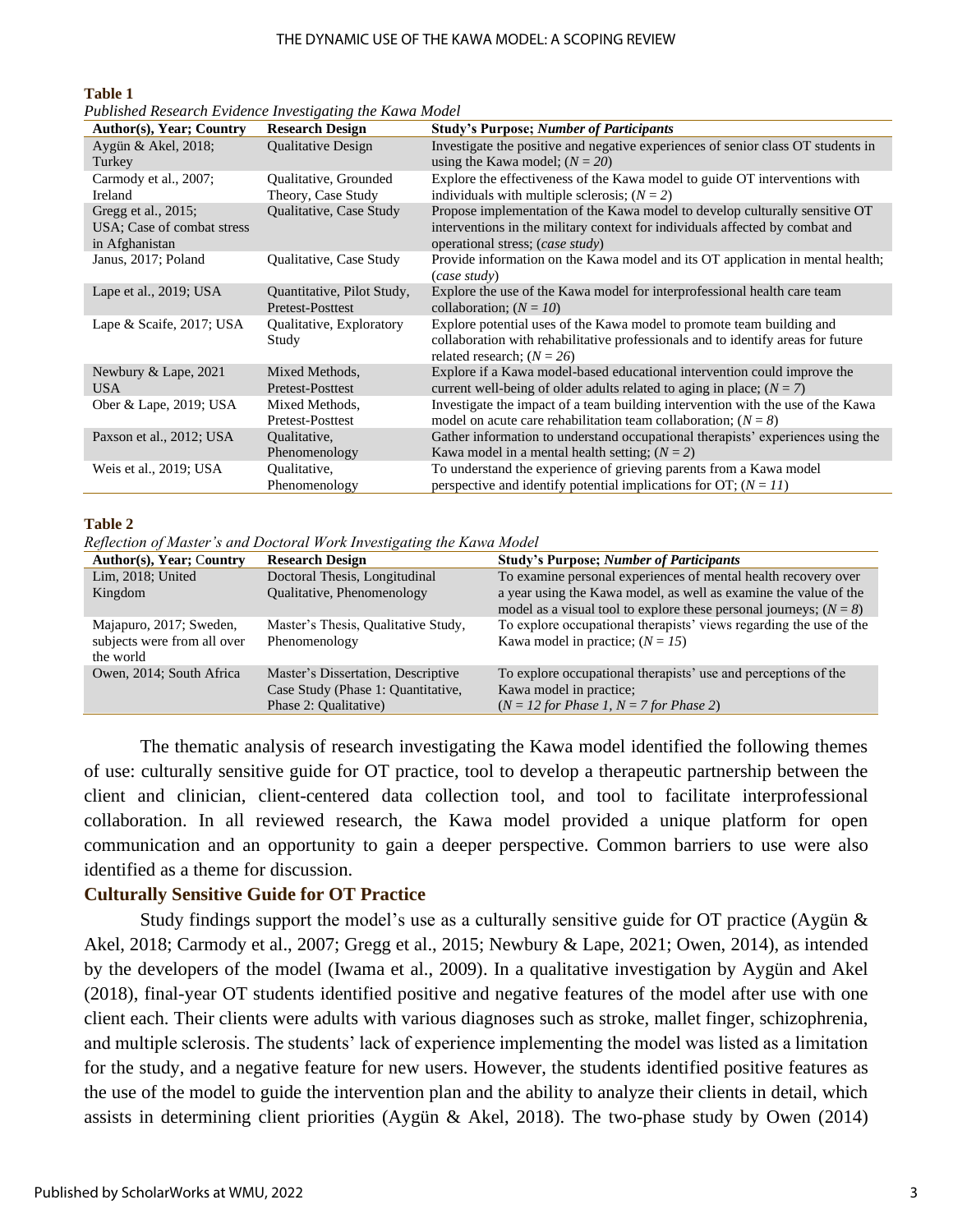**Table 1**

*Published Research Evidence Investigating the Kawa Model*

| Author(s), Year; Country | Research Design | Study's Purpose; *Number of Participants* |
|---|---|---|
| Aygün & Akel, 2018; Turkey | Qualitative Design | Investigate the positive and negative experiences of senior class OT students in using the Kawa model; (*N = 20*) |
| Carmody et al., 2007; Ireland | Qualitative, Grounded Theory, Case Study | Explore the effectiveness of the Kawa model to guide OT interventions with individuals with multiple sclerosis; (*N = 2*) |
| Gregg et al., 2015; USA; Case of combat stress in Afghanistan | Qualitative, Case Study | Propose implementation of the Kawa model to develop culturally sensitive OT interventions in the military context for individuals affected by combat and operational stress; (*case study*) |
| Janus, 2017; Poland | Qualitative, Case Study | Provide information on the Kawa model and its OT application in mental health; (*case study*) |
| Lape et al., 2019; USA | Quantitative, Pilot Study, Pretest-Posttest | Explore the use of the Kawa model for interprofessional health care team collaboration; (*N = 10*) |
| Lape & Scaife, 2017; USA | Qualitative, Exploratory Study | Explore potential uses of the Kawa model to promote team building and collaboration with rehabilitative professionals and to identify areas for future related research; (*N = 26*) |
| Newbury & Lape, 2021 USA | Mixed Methods, Pretest-Posttest | Explore if a Kawa model-based educational intervention could improve the current well-being of older adults related to aging in place; (*N = 7*) |
| Ober & Lape, 2019; USA | Mixed Methods, Pretest-Posttest | Investigate the impact of a team building intervention with the use of the Kawa model on acute care rehabilitation team collaboration; (*N = 8*) |
| Paxson et al., 2012; USA | Qualitative, Phenomenology | Gather information to understand occupational therapists' experiences using the Kawa model in a mental health setting; (*N = 2*) |
| Weis et al., 2019; USA | Qualitative, Phenomenology | To understand the experience of grieving parents from a Kawa model perspective and identify potential implications for OT; (*N = 11*) |

**Table 2**

*Reflection of Master's and Doctoral Work Investigating the Kawa Model*

| Author(s), Year; Country | Research Design | Study's Purpose; *Number of Participants* |
|---|---|---|
| Lim, 2018; United Kingdom | Doctoral Thesis, Longitudinal Qualitative, Phenomenology | To examine personal experiences of mental health recovery over a year using the Kawa model, as well as examine the value of the model as a visual tool to explore these personal journeys; (*N = 8*) |
| Majapuro, 2017; Sweden, subjects were from all over the world | Master's Thesis, Qualitative Study, Phenomenology | To explore occupational therapists' views regarding the use of the Kawa model in practice; (*N = 15*) |
| Owen, 2014; South Africa | Master's Dissertation, Descriptive Case Study (Phase 1: Quantitative, Phase 2: Qualitative) | To explore occupational therapists' use and perceptions of the Kawa model in practice; (*N = 12 for Phase 1, N = 7 for Phase 2*) |

The thematic analysis of research investigating the Kawa model identified the following themes of use: culturally sensitive guide for OT practice, tool to develop a therapeutic partnership between the client and clinician, client-centered data collection tool, and tool to facilitate interprofessional collaboration. In all reviewed research, the Kawa model provided a unique platform for open communication and an opportunity to gain a deeper perspective. Common barriers to use were also identified as a theme for discussion.

## Culturally Sensitive Guide for OT Practice

Study findings support the model's use as a culturally sensitive guide for OT practice (Aygün & Akel, 2018; Carmody et al., 2007; Gregg et al., 2015; Newbury & Lape, 2021; Owen, 2014), as intended by the developers of the model (Iwama et al., 2009). In a qualitative investigation by Aygün and Akel (2018), final-year OT students identified positive and negative features of the model after use with one client each. Their clients were adults with various diagnoses such as stroke, mallet finger, schizophrenia, and multiple sclerosis. The students' lack of experience implementing the model was listed as a limitation for the study, and a negative feature for new users. However, the students identified positive features as the use of the model to guide the intervention plan and the ability to analyze their clients in detail, which assists in determining client priorities (Aygün & Akel, 2018). The two-phase study by Owen (2014)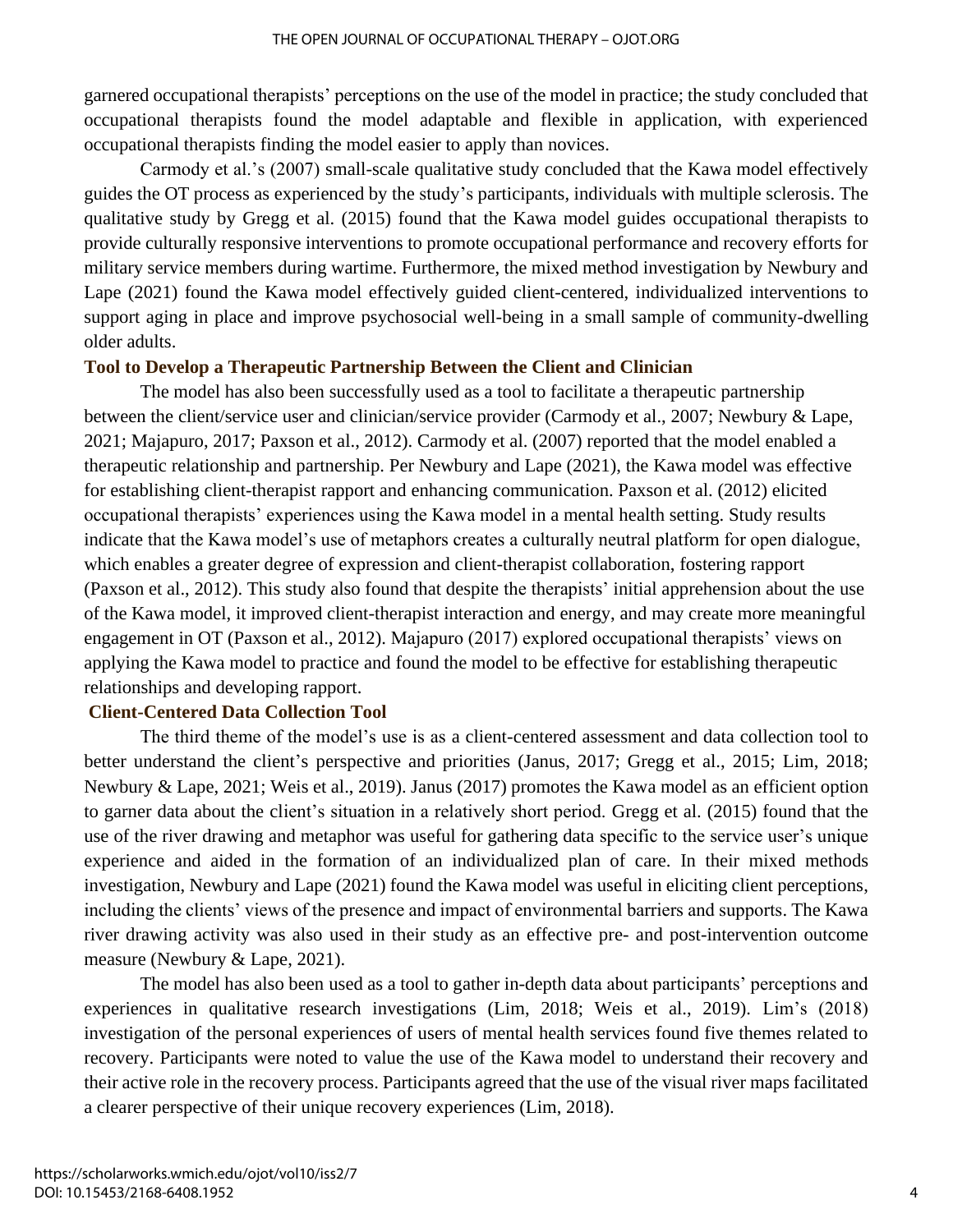garnered occupational therapists' perceptions on the use of the model in practice; the study concluded that occupational therapists found the model adaptable and flexible in application, with experienced occupational therapists finding the model easier to apply than novices.

Carmody et al.'s (2007) small-scale qualitative study concluded that the Kawa model effectively guides the OT process as experienced by the study's participants, individuals with multiple sclerosis. The qualitative study by Gregg et al. (2015) found that the Kawa model guides occupational therapists to provide culturally responsive interventions to promote occupational performance and recovery efforts for military service members during wartime. Furthermore, the mixed method investigation by Newbury and Lape (2021) found the Kawa model effectively guided client-centered, individualized interventions to support aging in place and improve psychosocial well-being in a small sample of community-dwelling older adults.

### Tool to Develop a Therapeutic Partnership Between the Client and Clinician

The model has also been successfully used as a tool to facilitate a therapeutic partnership between the client/service user and clinician/service provider (Carmody et al., 2007; Newbury & Lape, 2021; Majapuro, 2017; Paxson et al., 2012). Carmody et al. (2007) reported that the model enabled a therapeutic relationship and partnership. Per Newbury and Lape (2021), the Kawa model was effective for establishing client-therapist rapport and enhancing communication. Paxson et al. (2012) elicited occupational therapists' experiences using the Kawa model in a mental health setting. Study results indicate that the Kawa model's use of metaphors creates a culturally neutral platform for open dialogue, which enables a greater degree of expression and client-therapist collaboration, fostering rapport (Paxson et al., 2012). This study also found that despite the therapists' initial apprehension about the use of the Kawa model, it improved client-therapist interaction and energy, and may create more meaningful engagement in OT (Paxson et al., 2012). Majapuro (2017) explored occupational therapists' views on applying the Kawa model to practice and found the model to be effective for establishing therapeutic relationships and developing rapport.

### Client-Centered Data Collection Tool

The third theme of the model's use is as a client-centered assessment and data collection tool to better understand the client's perspective and priorities (Janus, 2017; Gregg et al., 2015; Lim, 2018; Newbury & Lape, 2021; Weis et al., 2019). Janus (2017) promotes the Kawa model as an efficient option to garner data about the client's situation in a relatively short period. Gregg et al. (2015) found that the use of the river drawing and metaphor was useful for gathering data specific to the service user's unique experience and aided in the formation of an individualized plan of care. In their mixed methods investigation, Newbury and Lape (2021) found the Kawa model was useful in eliciting client perceptions, including the clients' views of the presence and impact of environmental barriers and supports. The Kawa river drawing activity was also used in their study as an effective pre- and post-intervention outcome measure (Newbury & Lape, 2021).

The model has also been used as a tool to gather in-depth data about participants' perceptions and experiences in qualitative research investigations (Lim, 2018; Weis et al., 2019). Lim's (2018) investigation of the personal experiences of users of mental health services found five themes related to recovery. Participants were noted to value the use of the Kawa model to understand their recovery and their active role in the recovery process. Participants agreed that the use of the visual river maps facilitated a clearer perspective of their unique recovery experiences (Lim, 2018).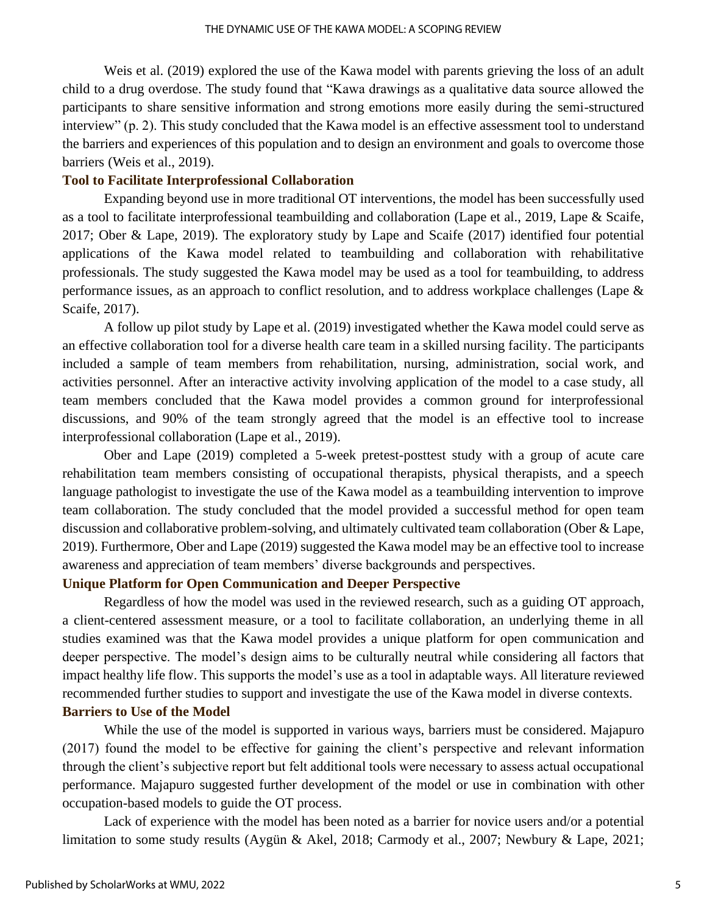Weis et al. (2019) explored the use of the Kawa model with parents grieving the loss of an adult child to a drug overdose. The study found that "Kawa drawings as a qualitative data source allowed the participants to share sensitive information and strong emotions more easily during the semi-structured interview" (p. 2). This study concluded that the Kawa model is an effective assessment tool to understand the barriers and experiences of this population and to design an environment and goals to overcome those barriers (Weis et al., 2019).

### Tool to Facilitate Interprofessional Collaboration

Expanding beyond use in more traditional OT interventions, the model has been successfully used as a tool to facilitate interprofessional teambuilding and collaboration (Lape et al., 2019, Lape & Scaife, 2017; Ober & Lape, 2019). The exploratory study by Lape and Scaife (2017) identified four potential applications of the Kawa model related to teambuilding and collaboration with rehabilitative professionals. The study suggested the Kawa model may be used as a tool for teambuilding, to address performance issues, as an approach to conflict resolution, and to address workplace challenges (Lape & Scaife, 2017).

A follow up pilot study by Lape et al. (2019) investigated whether the Kawa model could serve as an effective collaboration tool for a diverse health care team in a skilled nursing facility. The participants included a sample of team members from rehabilitation, nursing, administration, social work, and activities personnel. After an interactive activity involving application of the model to a case study, all team members concluded that the Kawa model provides a common ground for interprofessional discussions, and 90% of the team strongly agreed that the model is an effective tool to increase interprofessional collaboration (Lape et al., 2019).

Ober and Lape (2019) completed a 5-week pretest-posttest study with a group of acute care rehabilitation team members consisting of occupational therapists, physical therapists, and a speech language pathologist to investigate the use of the Kawa model as a teambuilding intervention to improve team collaboration. The study concluded that the model provided a successful method for open team discussion and collaborative problem-solving, and ultimately cultivated team collaboration (Ober & Lape, 2019). Furthermore, Ober and Lape (2019) suggested the Kawa model may be an effective tool to increase awareness and appreciation of team members' diverse backgrounds and perspectives.

### Unique Platform for Open Communication and Deeper Perspective

Regardless of how the model was used in the reviewed research, such as a guiding OT approach, a client-centered assessment measure, or a tool to facilitate collaboration, an underlying theme in all studies examined was that the Kawa model provides a unique platform for open communication and deeper perspective. The model's design aims to be culturally neutral while considering all factors that impact healthy life flow. This supports the model's use as a tool in adaptable ways. All literature reviewed recommended further studies to support and investigate the use of the Kawa model in diverse contexts.

### Barriers to Use of the Model

While the use of the model is supported in various ways, barriers must be considered. Majapuro (2017) found the model to be effective for gaining the client's perspective and relevant information through the client's subjective report but felt additional tools were necessary to assess actual occupational performance. Majapuro suggested further development of the model or use in combination with other occupation-based models to guide the OT process.

Lack of experience with the model has been noted as a barrier for novice users and/or a potential limitation to some study results (Aygün & Akel, 2018; Carmody et al., 2007; Newbury & Lape, 2021;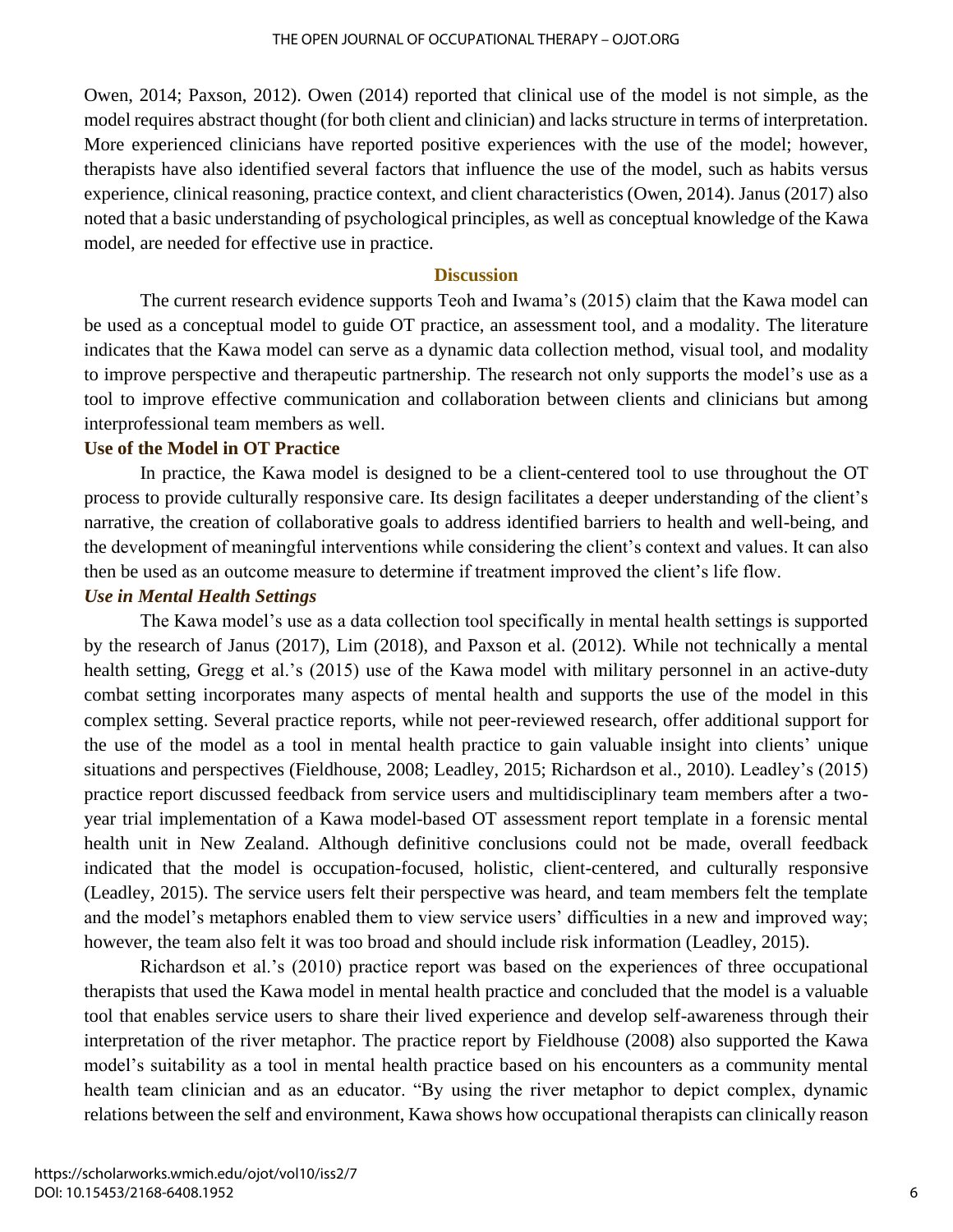Owen, 2014; Paxson, 2012). Owen (2014) reported that clinical use of the model is not simple, as the model requires abstract thought (for both client and clinician) and lacks structure in terms of interpretation. More experienced clinicians have reported positive experiences with the use of the model; however, therapists have also identified several factors that influence the use of the model, such as habits versus experience, clinical reasoning, practice context, and client characteristics (Owen, 2014). Janus (2017) also noted that a basic understanding of psychological principles, as well as conceptual knowledge of the Kawa model, are needed for effective use in practice.

## Discussion

The current research evidence supports Teoh and Iwama's (2015) claim that the Kawa model can be used as a conceptual model to guide OT practice, an assessment tool, and a modality. The literature indicates that the Kawa model can serve as a dynamic data collection method, visual tool, and modality to improve perspective and therapeutic partnership. The research not only supports the model's use as a tool to improve effective communication and collaboration between clients and clinicians but among interprofessional team members as well.

### Use of the Model in OT Practice

In practice, the Kawa model is designed to be a client-centered tool to use throughout the OT process to provide culturally responsive care. Its design facilitates a deeper understanding of the client's narrative, the creation of collaborative goals to address identified barriers to health and well-being, and the development of meaningful interventions while considering the client's context and values. It can also then be used as an outcome measure to determine if treatment improved the client's life flow.

#### *Use in Mental Health Settings*

The Kawa model's use as a data collection tool specifically in mental health settings is supported by the research of Janus (2017), Lim (2018), and Paxson et al. (2012). While not technically a mental health setting, Gregg et al.'s (2015) use of the Kawa model with military personnel in an active-duty combat setting incorporates many aspects of mental health and supports the use of the model in this complex setting. Several practice reports, while not peer-reviewed research, offer additional support for the use of the model as a tool in mental health practice to gain valuable insight into clients' unique situations and perspectives (Fieldhouse, 2008; Leadley, 2015; Richardson et al., 2010). Leadley's (2015) practice report discussed feedback from service users and multidisciplinary team members after a two-year trial implementation of a Kawa model-based OT assessment report template in a forensic mental health unit in New Zealand. Although definitive conclusions could not be made, overall feedback indicated that the model is occupation-focused, holistic, client-centered, and culturally responsive (Leadley, 2015). The service users felt their perspective was heard, and team members felt the template and the model's metaphors enabled them to view service users' difficulties in a new and improved way; however, the team also felt it was too broad and should include risk information (Leadley, 2015).

Richardson et al.'s (2010) practice report was based on the experiences of three occupational therapists that used the Kawa model in mental health practice and concluded that the model is a valuable tool that enables service users to share their lived experience and develop self-awareness through their interpretation of the river metaphor. The practice report by Fieldhouse (2008) also supported the Kawa model's suitability as a tool in mental health practice based on his encounters as a community mental health team clinician and as an educator. "By using the river metaphor to depict complex, dynamic relations between the self and environment, Kawa shows how occupational therapists can clinically reason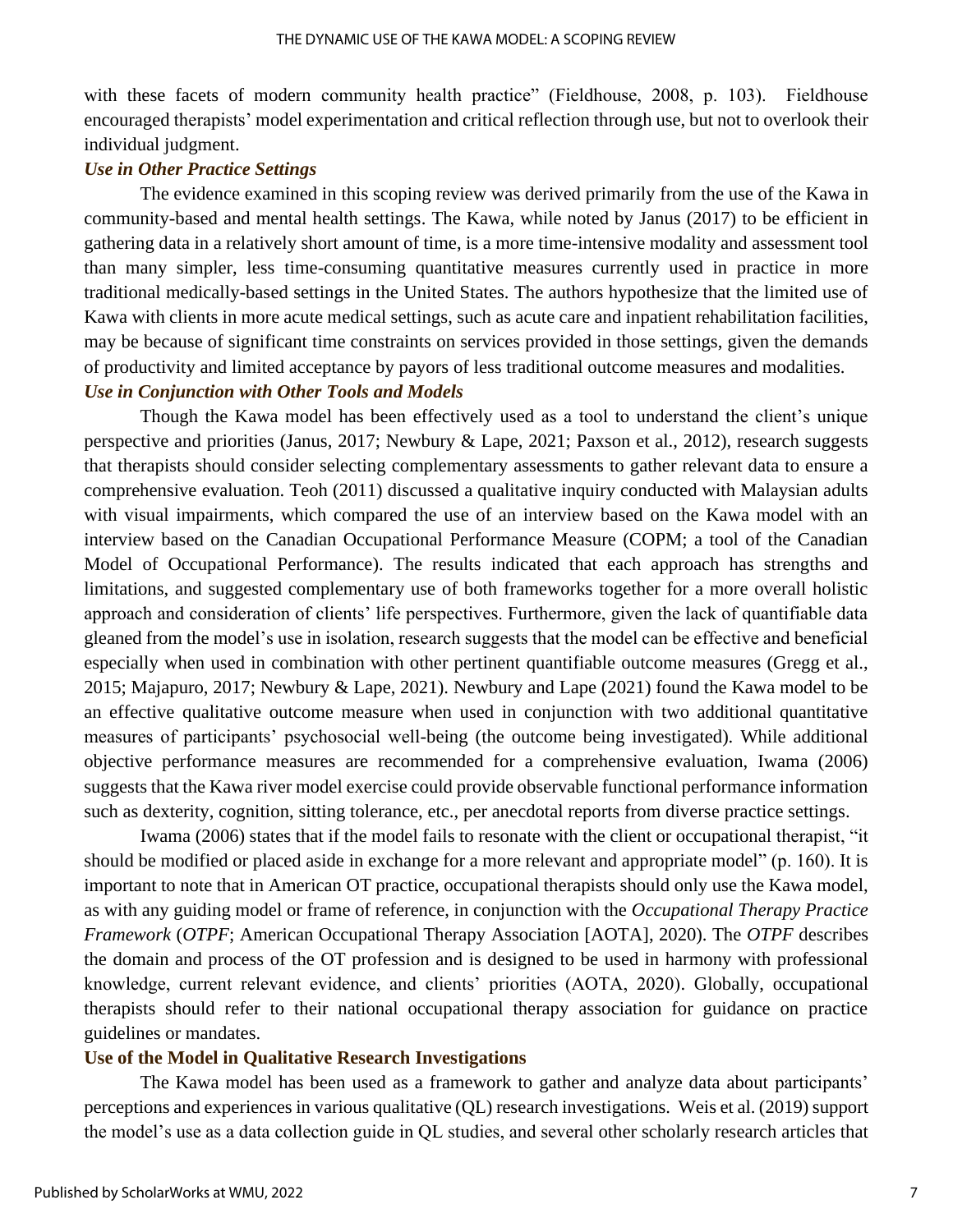with these facets of modern community health practice" (Fieldhouse, 2008, p. 103). Fieldhouse encouraged therapists' model experimentation and critical reflection through use, but not to overlook their individual judgment.

### *Use in Other Practice Settings*

The evidence examined in this scoping review was derived primarily from the use of the Kawa in community-based and mental health settings. The Kawa, while noted by Janus (2017) to be efficient in gathering data in a relatively short amount of time, is a more time-intensive modality and assessment tool than many simpler, less time-consuming quantitative measures currently used in practice in more traditional medically-based settings in the United States. The authors hypothesize that the limited use of Kawa with clients in more acute medical settings, such as acute care and inpatient rehabilitation facilities, may be because of significant time constraints on services provided in those settings, given the demands of productivity and limited acceptance by payors of less traditional outcome measures and modalities.

### *Use in Conjunction with Other Tools and Models*

Though the Kawa model has been effectively used as a tool to understand the client's unique perspective and priorities (Janus, 2017; Newbury & Lape, 2021; Paxson et al., 2012), research suggests that therapists should consider selecting complementary assessments to gather relevant data to ensure a comprehensive evaluation. Teoh (2011) discussed a qualitative inquiry conducted with Malaysian adults with visual impairments, which compared the use of an interview based on the Kawa model with an interview based on the Canadian Occupational Performance Measure (COPM; a tool of the Canadian Model of Occupational Performance). The results indicated that each approach has strengths and limitations, and suggested complementary use of both frameworks together for a more overall holistic approach and consideration of clients' life perspectives. Furthermore, given the lack of quantifiable data gleaned from the model's use in isolation, research suggests that the model can be effective and beneficial especially when used in combination with other pertinent quantifiable outcome measures (Gregg et al., 2015; Majapuro, 2017; Newbury & Lape, 2021). Newbury and Lape (2021) found the Kawa model to be an effective qualitative outcome measure when used in conjunction with two additional quantitative measures of participants' psychosocial well-being (the outcome being investigated). While additional objective performance measures are recommended for a comprehensive evaluation, Iwama (2006) suggests that the Kawa river model exercise could provide observable functional performance information such as dexterity, cognition, sitting tolerance, etc., per anecdotal reports from diverse practice settings.

Iwama (2006) states that if the model fails to resonate with the client or occupational therapist, "it should be modified or placed aside in exchange for a more relevant and appropriate model" (p. 160). It is important to note that in American OT practice, occupational therapists should only use the Kawa model, as with any guiding model or frame of reference, in conjunction with the *Occupational Therapy Practice Framework* (*OTPF*; American Occupational Therapy Association [AOTA], 2020). The *OTPF* describes the domain and process of the OT profession and is designed to be used in harmony with professional knowledge, current relevant evidence, and clients' priorities (AOTA, 2020). Globally, occupational therapists should refer to their national occupational therapy association for guidance on practice guidelines or mandates.

## **Use of the Model in Qualitative Research Investigations**

The Kawa model has been used as a framework to gather and analyze data about participants' perceptions and experiences in various qualitative (QL) research investigations. Weis et al. (2019) support the model's use as a data collection guide in QL studies, and several other scholarly research articles that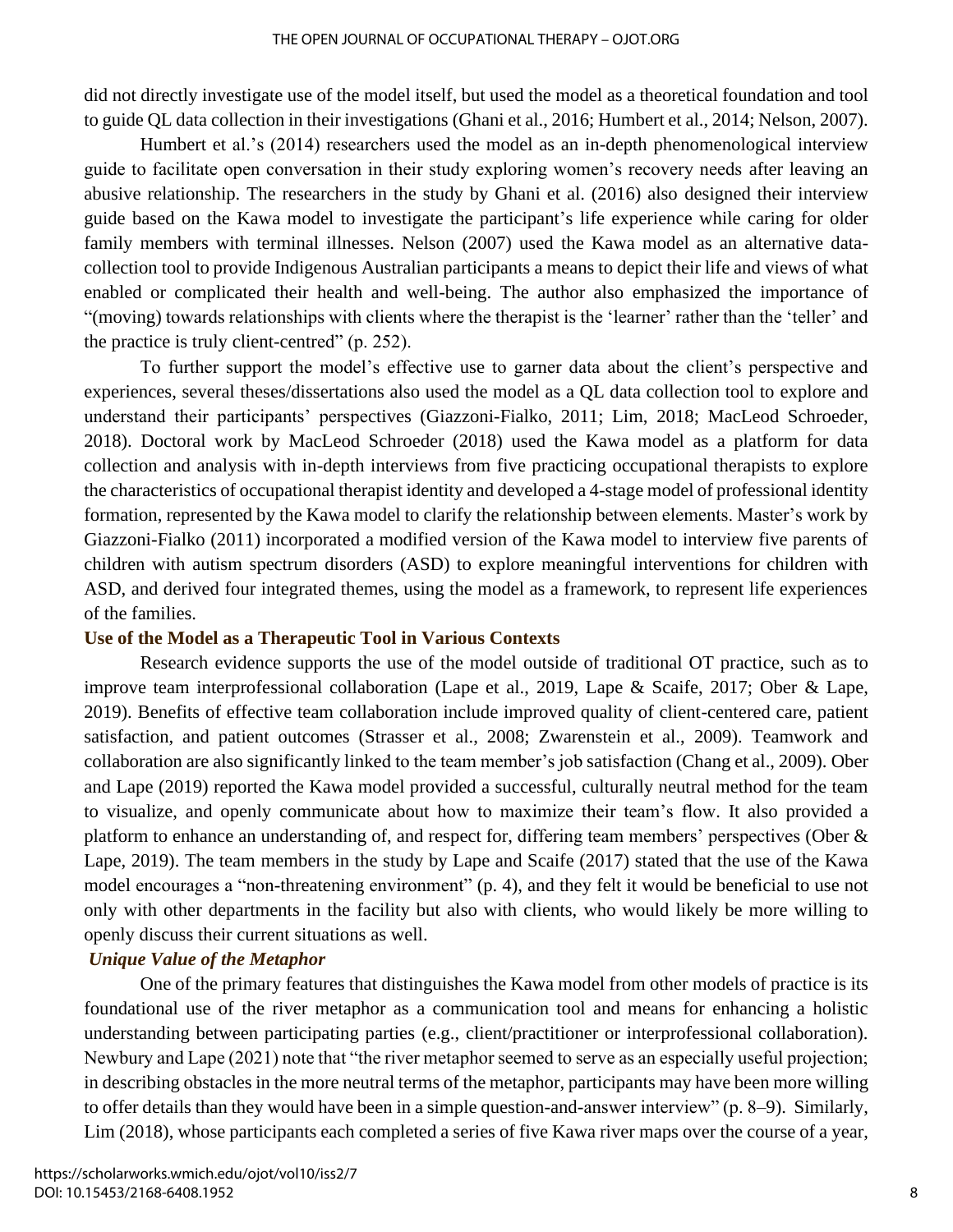did not directly investigate use of the model itself, but used the model as a theoretical foundation and tool to guide QL data collection in their investigations (Ghani et al., 2016; Humbert et al., 2014; Nelson, 2007).

Humbert et al.'s (2014) researchers used the model as an in-depth phenomenological interview guide to facilitate open conversation in their study exploring women's recovery needs after leaving an abusive relationship. The researchers in the study by Ghani et al. (2016) also designed their interview guide based on the Kawa model to investigate the participant's life experience while caring for older family members with terminal illnesses. Nelson (2007) used the Kawa model as an alternative data-collection tool to provide Indigenous Australian participants a means to depict their life and views of what enabled or complicated their health and well-being. The author also emphasized the importance of "(moving) towards relationships with clients where the therapist is the 'learner' rather than the 'teller' and the practice is truly client-centred" (p. 252).

To further support the model's effective use to garner data about the client's perspective and experiences, several theses/dissertations also used the model as a QL data collection tool to explore and understand their participants' perspectives (Giazzoni-Fialko, 2011; Lim, 2018; MacLeod Schroeder, 2018). Doctoral work by MacLeod Schroeder (2018) used the Kawa model as a platform for data collection and analysis with in-depth interviews from five practicing occupational therapists to explore the characteristics of occupational therapist identity and developed a 4-stage model of professional identity formation, represented by the Kawa model to clarify the relationship between elements. Master's work by Giazzoni-Fialko (2011) incorporated a modified version of the Kawa model to interview five parents of children with autism spectrum disorders (ASD) to explore meaningful interventions for children with ASD, and derived four integrated themes, using the model as a framework, to represent life experiences of the families.

### Use of the Model as a Therapeutic Tool in Various Contexts

Research evidence supports the use of the model outside of traditional OT practice, such as to improve team interprofessional collaboration (Lape et al., 2019, Lape & Scaife, 2017; Ober & Lape, 2019). Benefits of effective team collaboration include improved quality of client-centered care, patient satisfaction, and patient outcomes (Strasser et al., 2008; Zwarenstein et al., 2009). Teamwork and collaboration are also significantly linked to the team member's job satisfaction (Chang et al., 2009). Ober and Lape (2019) reported the Kawa model provided a successful, culturally neutral method for the team to visualize, and openly communicate about how to maximize their team's flow. It also provided a platform to enhance an understanding of, and respect for, differing team members' perspectives (Ober & Lape, 2019). The team members in the study by Lape and Scaife (2017) stated that the use of the Kawa model encourages a "non-threatening environment" (p. 4), and they felt it would be beneficial to use not only with other departments in the facility but also with clients, who would likely be more willing to openly discuss their current situations as well.

#### *Unique Value of the Metaphor*

One of the primary features that distinguishes the Kawa model from other models of practice is its foundational use of the river metaphor as a communication tool and means for enhancing a holistic understanding between participating parties (e.g., client/practitioner or interprofessional collaboration). Newbury and Lape (2021) note that "the river metaphor seemed to serve as an especially useful projection; in describing obstacles in the more neutral terms of the metaphor, participants may have been more willing to offer details than they would have been in a simple question-and-answer interview" (p. 8–9). Similarly, Lim (2018), whose participants each completed a series of five Kawa river maps over the course of a year,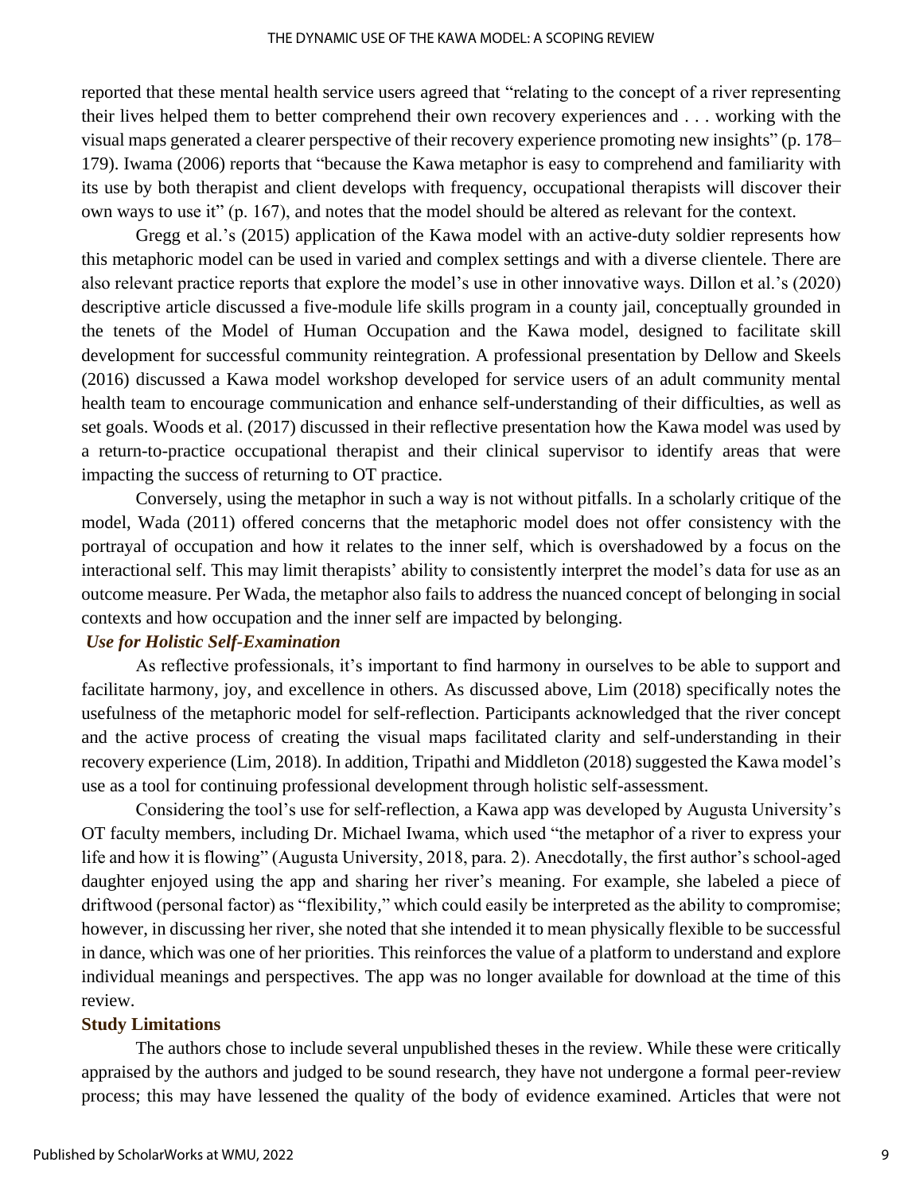reported that these mental health service users agreed that "relating to the concept of a river representing their lives helped them to better comprehend their own recovery experiences and . . . working with the visual maps generated a clearer perspective of their recovery experience promoting new insights" (p. 178–179). Iwama (2006) reports that "because the Kawa metaphor is easy to comprehend and familiarity with its use by both therapist and client develops with frequency, occupational therapists will discover their own ways to use it" (p. 167), and notes that the model should be altered as relevant for the context.

Gregg et al.'s (2015) application of the Kawa model with an active-duty soldier represents how this metaphoric model can be used in varied and complex settings and with a diverse clientele. There are also relevant practice reports that explore the model's use in other innovative ways. Dillon et al.'s (2020) descriptive article discussed a five-module life skills program in a county jail, conceptually grounded in the tenets of the Model of Human Occupation and the Kawa model, designed to facilitate skill development for successful community reintegration. A professional presentation by Dellow and Skeels (2016) discussed a Kawa model workshop developed for service users of an adult community mental health team to encourage communication and enhance self-understanding of their difficulties, as well as set goals. Woods et al. (2017) discussed in their reflective presentation how the Kawa model was used by a return-to-practice occupational therapist and their clinical supervisor to identify areas that were impacting the success of returning to OT practice.

Conversely, using the metaphor in such a way is not without pitfalls. In a scholarly critique of the model, Wada (2011) offered concerns that the metaphoric model does not offer consistency with the portrayal of occupation and how it relates to the inner self, which is overshadowed by a focus on the interactional self. This may limit therapists' ability to consistently interpret the model's data for use as an outcome measure. Per Wada, the metaphor also fails to address the nuanced concept of belonging in social contexts and how occupation and the inner self are impacted by belonging.

### *Use for Holistic Self-Examination*

As reflective professionals, it's important to find harmony in ourselves to be able to support and facilitate harmony, joy, and excellence in others. As discussed above, Lim (2018) specifically notes the usefulness of the metaphoric model for self-reflection. Participants acknowledged that the river concept and the active process of creating the visual maps facilitated clarity and self-understanding in their recovery experience (Lim, 2018). In addition, Tripathi and Middleton (2018) suggested the Kawa model's use as a tool for continuing professional development through holistic self-assessment.

Considering the tool's use for self-reflection, a Kawa app was developed by Augusta University's OT faculty members, including Dr. Michael Iwama, which used "the metaphor of a river to express your life and how it is flowing" (Augusta University, 2018, para. 2). Anecdotally, the first author's school-aged daughter enjoyed using the app and sharing her river's meaning. For example, she labeled a piece of driftwood (personal factor) as "flexibility," which could easily be interpreted as the ability to compromise; however, in discussing her river, she noted that she intended it to mean physically flexible to be successful in dance, which was one of her priorities. This reinforces the value of a platform to understand and explore individual meanings and perspectives. The app was no longer available for download at the time of this review.

## **Study Limitations**

The authors chose to include several unpublished theses in the review. While these were critically appraised by the authors and judged to be sound research, they have not undergone a formal peer-review process; this may have lessened the quality of the body of evidence examined. Articles that were not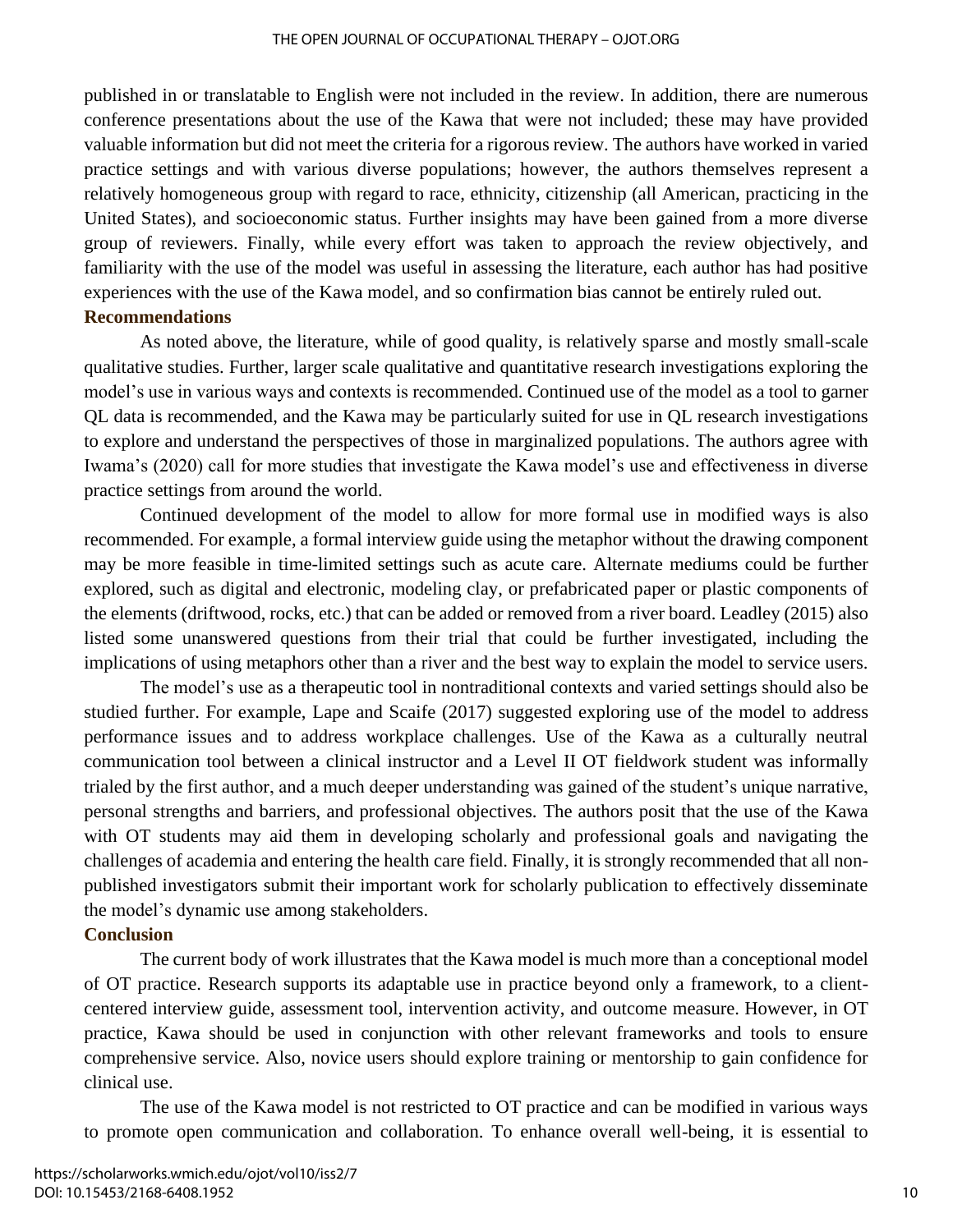published in or translatable to English were not included in the review. In addition, there are numerous conference presentations about the use of the Kawa that were not included; these may have provided valuable information but did not meet the criteria for a rigorous review. The authors have worked in varied practice settings and with various diverse populations; however, the authors themselves represent a relatively homogeneous group with regard to race, ethnicity, citizenship (all American, practicing in the United States), and socioeconomic status. Further insights may have been gained from a more diverse group of reviewers. Finally, while every effort was taken to approach the review objectively, and familiarity with the use of the model was useful in assessing the literature, each author has had positive experiences with the use of the Kawa model, and so confirmation bias cannot be entirely ruled out.

### Recommendations

As noted above, the literature, while of good quality, is relatively sparse and mostly small-scale qualitative studies. Further, larger scale qualitative and quantitative research investigations exploring the model's use in various ways and contexts is recommended. Continued use of the model as a tool to garner QL data is recommended, and the Kawa may be particularly suited for use in QL research investigations to explore and understand the perspectives of those in marginalized populations. The authors agree with Iwama's (2020) call for more studies that investigate the Kawa model's use and effectiveness in diverse practice settings from around the world.

Continued development of the model to allow for more formal use in modified ways is also recommended. For example, a formal interview guide using the metaphor without the drawing component may be more feasible in time-limited settings such as acute care. Alternate mediums could be further explored, such as digital and electronic, modeling clay, or prefabricated paper or plastic components of the elements (driftwood, rocks, etc.) that can be added or removed from a river board. Leadley (2015) also listed some unanswered questions from their trial that could be further investigated, including the implications of using metaphors other than a river and the best way to explain the model to service users.

The model's use as a therapeutic tool in nontraditional contexts and varied settings should also be studied further. For example, Lape and Scaife (2017) suggested exploring use of the model to address performance issues and to address workplace challenges. Use of the Kawa as a culturally neutral communication tool between a clinical instructor and a Level II OT fieldwork student was informally trialed by the first author, and a much deeper understanding was gained of the student's unique narrative, personal strengths and barriers, and professional objectives. The authors posit that the use of the Kawa with OT students may aid them in developing scholarly and professional goals and navigating the challenges of academia and entering the health care field. Finally, it is strongly recommended that all non-published investigators submit their important work for scholarly publication to effectively disseminate the model's dynamic use among stakeholders.

### Conclusion

The current body of work illustrates that the Kawa model is much more than a conceptional model of OT practice. Research supports its adaptable use in practice beyond only a framework, to a client-centered interview guide, assessment tool, intervention activity, and outcome measure. However, in OT practice, Kawa should be used in conjunction with other relevant frameworks and tools to ensure comprehensive service. Also, novice users should explore training or mentorship to gain confidence for clinical use.

The use of the Kawa model is not restricted to OT practice and can be modified in various ways to promote open communication and collaboration. To enhance overall well-being, it is essential to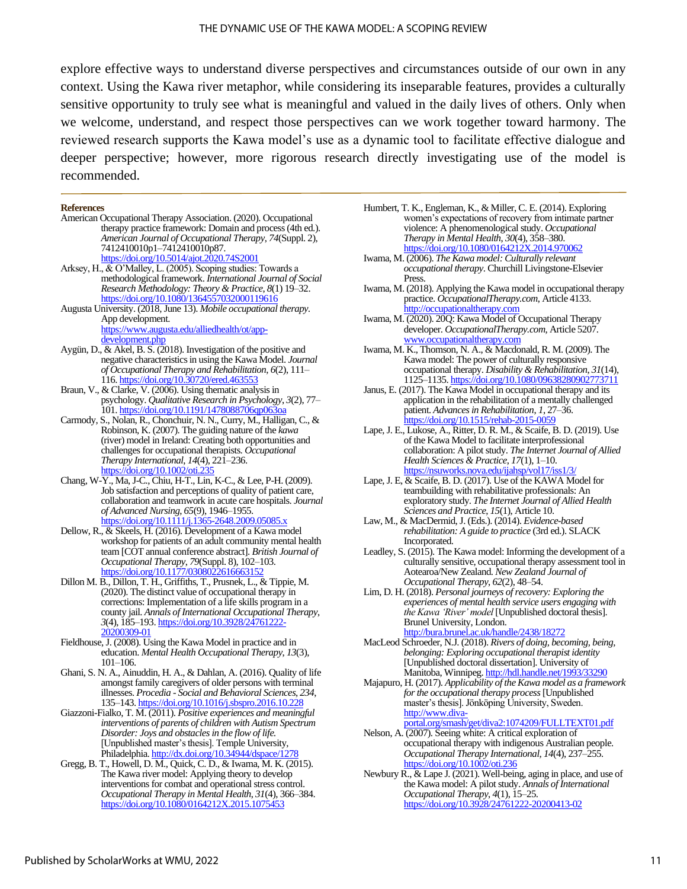explore effective ways to understand diverse perspectives and circumstances outside of our own in any context. Using the Kawa river metaphor, while considering its inseparable features, provides a culturally sensitive opportunity to truly see what is meaningful and valued in the daily lives of others. Only when we welcome, understand, and respect those perspectives can we work together toward harmony. The reviewed research supports the Kawa model's use as a dynamic tool to facilitate effective dialogue and deeper perspective; however, more rigorous research directly investigating use of the model is recommended.

**References**

American Occupational Therapy Association. (2020). Occupational therapy practice framework: Domain and process (4th ed.). *American Journal of Occupational Therapy*, *74*(Suppl. 2), 7412410010p1–7412410010p87. https://doi.org/10.5014/ajot.2020.74S2001

Arksey, H., & O'Malley, L. (2005). Scoping studies: Towards a methodological framework. *International Journal of Social Research Methodology: Theory & Practice, 8*(1) 19–32. https://doi.org/10.1080/1364557032000119616

Augusta University. (2018, June 13). *Mobile occupational therapy*. App development. https://www.augusta.edu/alliedhealth/ot/app-development.php

Aygün, D., & Akel, B. S. (2018). Investigation of the positive and negative characteristics in using the Kawa Model. *Journal of Occupational Therapy and Rehabilitation*, *6*(2), 111–116. https://doi.org/10.30720/ered.463553

Braun, V., & Clarke, V. (2006). Using thematic analysis in psychology. *Qualitative Research in Psychology*, *3*(2), 77–101. https://doi.org/10.1191/1478088706qp063oa

Carmody, S., Nolan, R., Chonchuir, N. N., Curry, M., Halligan, C., & Robinson, K. (2007). The guiding nature of the *kawa* (river) model in Ireland: Creating both opportunities and challenges for occupational therapists. *Occupational Therapy International*, *14*(4), 221–236. https://doi.org/10.1002/oti.235

Chang, W-Y., Ma, J-C., Chiu, H-T., Lin, K-C., & Lee, P-H. (2009). Job satisfaction and perceptions of quality of patient care, collaboration and teamwork in acute care hospitals. *Journal of Advanced Nursing*, *65*(9), 1946–1955. https://doi.org/10.1111/j.1365-2648.2009.05085.x

Dellow, R., & Skeels, H. (2016). Development of a Kawa model workshop for patients of an adult community mental health team [COT annual conference abstract]. *British Journal of Occupational Therapy*, *79*(Suppl. 8), 102–103. https://doi.org/10.1177/0308022616663152

Dillon M. B., Dillon, T. H., Griffiths, T., Prusnek, L., & Tippie, M. (2020). The distinct value of occupational therapy in corrections: Implementation of a life skills program in a county jail. *Annals of International Occupational Therapy*, *3*(4), 185–193. https://doi.org/10.3928/24761222-20200309-01

Fieldhouse, J. (2008). Using the Kawa Model in practice and in education. *Mental Health Occupational Therapy*, *13*(3), 101–106.

Ghani, S. N. A., Ainuddin, H. A., & Dahlan, A. (2016). Quality of life amongst family caregivers of older persons with terminal illnesses. *Procedia - Social and Behavioral Sciences*, *234*, 135–143. https://doi.org/10.1016/j.sbspro.2016.10.228

Giazzoni-Fialko, T. M. (2011). *Positive experiences and meaningful interventions of parents of children with Autism Spectrum Disorder: Joys and obstacles in the flow of life.* [Unpublished master's thesis]. Temple University, Philadelphia. http://dx.doi.org/10.34944/dspace/1278

Gregg, B. T., Howell, D. M., Quick, C. D., & Iwama, M. K. (2015). The Kawa river model: Applying theory to develop interventions for combat and operational stress control. *Occupational Therapy in Mental Health*, *31*(4), 366–384. https://doi.org/10.1080/0164212X.2015.1075453

Humbert, T. K., Engleman, K., & Miller, C. E. (2014). Exploring women's expectations of recovery from intimate partner violence: A phenomenological study. *Occupational Therapy in Mental Health*, *30*(4), 358–380. https://doi.org/10.1080/0164212X.2014.970062

Iwama, M. (2006). *The Kawa model: Culturally relevant occupational therapy*. Churchill Livingstone-Elsevier Press.

Iwama, M. (2018). Applying the Kawa model in occupational therapy practice. *OccupationalTherapy.com*, Article 4133. http://occupationaltherapy.com

Iwama, M. (2020). 20Q: Kawa Model of Occupational Therapy developer. *OccupationalTherapy.com*, Article 5207. www.occupationaltherapy.com

Iwama, M. K., Thomson, N. A., & Macdonald, R. M. (2009). The Kawa model: The power of culturally responsive occupational therapy. *Disability & Rehabilitation*, *31*(14), 1125–1135. https://doi.org/10.1080/09638280902773711

Janus, E. (2017). The Kawa Model in occupational therapy and its application in the rehabilitation of a mentally challenged patient. *Advances in Rehabilitation*, *1*, 27–36. https://doi.org/10.1515/rehab-2015-0059

Lape, J. E., Lukose, A., Ritter, D. R. M., & Scaife, B. D. (2019). Use of the Kawa Model to facilitate interprofessional collaboration: A pilot study. *The Internet Journal of Allied Health Sciences & Practice*, *17*(1), 1–10. https://nsuworks.nova.edu/ijahsp/vol17/iss1/3/

Lape, J. E, & Scaife, B. D. (2017). Use of the KAWA Model for teambuilding with rehabilitative professionals: An exploratory study. *The Internet Journal of Allied Health Sciences and Practice*, *15*(1), Article 10.

Law, M., & MacDermid, J. (Eds.). (2014). *Evidence-based rehabilitation: A guide to practice* (3rd ed.). SLACK Incorporated.

Leadley, S. (2015). The Kawa model: Informing the development of a culturally sensitive, occupational therapy assessment tool in Aotearoa/New Zealand. *New Zealand Journal of Occupational Therapy*, *62*(2), 48–54.

Lim, D. H. (2018). *Personal journeys of recovery: Exploring the experiences of mental health service users engaging with the Kawa 'River' model* [Unpublished doctoral thesis]. Brunel University, London. http://bura.brunel.ac.uk/handle/2438/18272

MacLeod Schroeder, N.J. (2018). *Rivers of doing, becoming, being, belonging: Exploring occupational therapist identity* [Unpublished doctoral dissertation]. University of Manitoba, Winnipeg. http://hdl.handle.net/1993/33290

Majapuro, H. (2017). *Applicability of the Kawa model as a framework for the occupational therapy process* [Unpublished master's thesis]. Jönköping University, Sweden. http://www.diva-portal.org/smash/get/diva2:1074209/FULLTEXT01.pdf

Nelson, A. (2007). Seeing white: A critical exploration of occupational therapy with indigenous Australian people. *Occupational Therapy International*, *14*(4), 237–255. https://doi.org/10.1002/oti.236

Newbury R., & Lape J. (2021). Well-being, aging in place, and use of the Kawa model: A pilot study. *Annals of International Occupational Therapy*, *4*(1), 15–25. https://doi.org/10.3928/24761222-20200413-02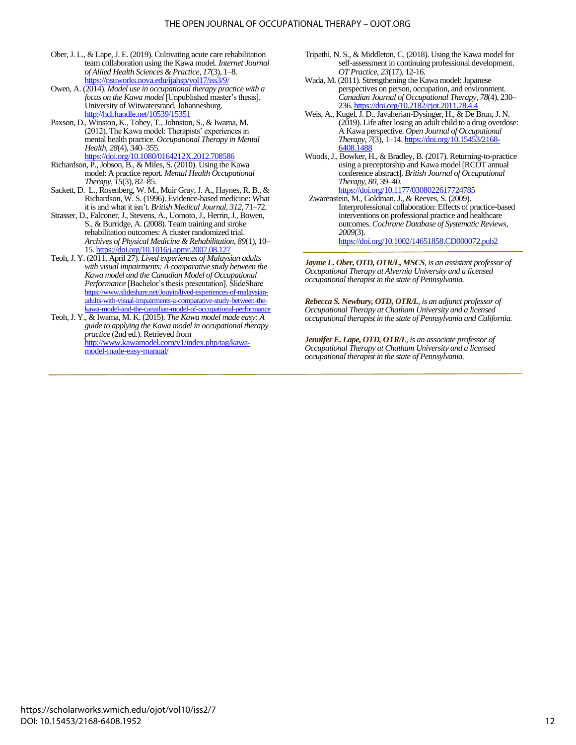Ober, J. L., & Lape, J. E. (2019). Cultivating acute care rehabilitation team collaboration using the Kawa model. *Internet Journal of Allied Health Sciences & Practice*, *17*(3), 1–8. https://nsuworks.nova.edu/ijahsp/vol17/iss3/9/

Owen, A. (2014). *Model use in occupational therapy practice with a focus on the Kawa model* [Unpublished master's thesis]. University of Witwatersrand, Johannesburg. http://hdl.handle.net/10539/15351

Paxson, D., Winston, K., Tobey, T., Johnston, S., & Iwama, M. (2012). The Kawa model: Therapists' experiences in mental health practice. *Occupational Therapy in Mental Health*, *28*(4), 340–355. https://doi.org/10.1080/0164212X.2012.708586

Richardson, P., Jobson, B., & Miles, S. (2010). Using the Kawa model: A practice report. *Mental Health Occupational Therapy*, *15*(3), 82–85.

Sackett, D. L., Rosenberg, W. M., Muir Gray, J. A., Haynes, R. B., & Richardson, W. S. (1996). Evidence-based medicine: What it is and what it isn't. *British Medical Journal*, *312*, 71–72.

Strasser, D., Falconer, J., Stevens, A., Uomoto, J., Herrin, J., Bowen, S., & Burridge, A. (2008). Team training and stroke rehabilitation outcomes: A cluster randomized trial. *Archives of Physical Medicine & Rehabilitation*, *89*(1), 10–15. https://doi.org/10.1016/j.apmr.2007.08.127

Teoh, J. Y. (2011, April 27). *Lived experiences of Malaysian adults with visual impairments: A comparative study between the Kawa model and the Canadian Model of Occupational Performance* [Bachelor's thesis presentation]. SlideShare https://www.slideshare.net/Jouyin/lived-experiences-of-malaysian-adults-with-visual-impairments-a-comparative-study-between-the-kawa-model-and-the-canadian-model-of-occupational-performance

Teoh, J. Y., & Iwama, M. K. (2015). *The Kawa model made easy: A guide to applying the Kawa model in occupational therapy practice* (2nd ed.). Retrieved from http://www.kawamodel.com/v1/index.php/tag/kawa-model-made-easy-manual/

Tripathi, N. S., & Middleton, C. (2018). Using the Kawa model for self-assessment in continuing professional development. *OT Practice*, *23*(17), 12-16.

Wada, M. (2011). Strengthening the Kawa model: Japanese perspectives on person, occupation, and environment. *Canadian Journal of Occupational Therapy*, *78*(4), 230–236. https://doi.org/10.2182/cjot.2011.78.4.4

Weis, A., Kugel, J. D., Javaherian-Dysinger, H., & De Brun, J. N. (2019). Life after losing an adult child to a drug overdose: A Kawa perspective. *Open Journal of Occupational Therapy*, *7*(3), 1–14. https://doi.org/10.15453/2168-6408.1488

Woods, J., Bowker, H., & Bradley, B. (2017). Returning-to-practice using a preceptorship and Kawa model [RCOT annual conference abstract]. *British Journal of Occupational Therapy*, *80*, 39–40. https://doi.org/10.1177/0308022617724785

Zwarenstein, M., Goldman, J., & Reeves, S. (2009). Interprofessional collaboration: Effects of practice-based interventions on professional practice and healthcare outcomes. *Cochrane Database of Systematic Reviews, 2009*(3). https://doi.org/10.1002/14651858.CD000072.pub2

---

***Jayme L. Ober, OTD, OTR/L, MSCS****, is an assistant professor of Occupational Therapy at Alvernia University and a licensed occupational therapist in the state of Pennsylvania.*

***Rebecca S. Newbury, OTD, OTR/L****, is an adjunct professor of Occupational Therapy at Chatham University and a licensed occupational therapist in the state of Pennsylvania and California.*

***Jennifer E. Lape, OTD, OTR/L****, is an associate professor of Occupational Therapy at Chatham University and a licensed occupational therapist in the state of Pennsylvania.*